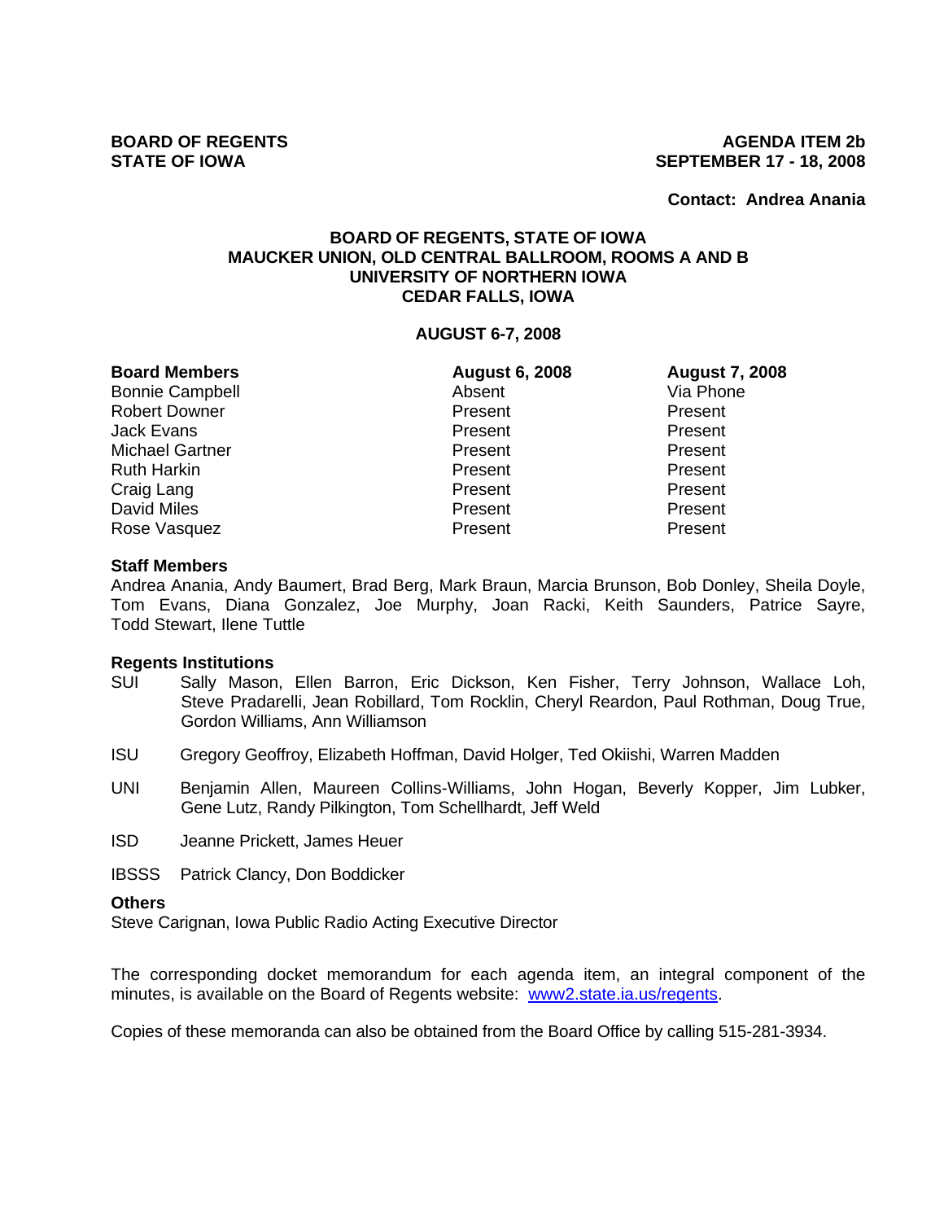**BOARD OF REGENTS**
**STATE OF IOWA**

**AGENDA ITEM 2b**
**SEPTEMBER 17 - 18, 2008**

**Contact: Andrea Anania**

## BOARD OF REGENTS, STATE OF IOWA
## MAUCKER UNION, OLD CENTRAL BALLROOM, ROOMS A AND B
## UNIVERSITY OF NORTHERN IOWA
## CEDAR FALLS, IOWA

### AUGUST 6-7, 2008

| **Board Members** | **August 6, 2008** | **August 7, 2008** |
|---|---|---|
| Bonnie Campbell | Absent | Via Phone |
| Robert Downer | Present | Present |
| Jack Evans | Present | Present |
| Michael Gartner | Present | Present |
| Ruth Harkin | Present | Present |
| Craig Lang | Present | Present |
| David Miles | Present | Present |
| Rose Vasquez | Present | Present |

**Staff Members**
Andrea Anania, Andy Baumert, Brad Berg, Mark Braun, Marcia Brunson, Bob Donley, Sheila Doyle, Tom Evans, Diana Gonzalez, Joe Murphy, Joan Racki, Keith Saunders, Patrice Sayre, Todd Stewart, Ilene Tuttle

**Regents Institutions**

SUI Sally Mason, Ellen Barron, Eric Dickson, Ken Fisher, Terry Johnson, Wallace Loh, Steve Pradarelli, Jean Robillard, Tom Rocklin, Cheryl Reardon, Paul Rothman, Doug True, Gordon Williams, Ann Williamson

ISU Gregory Geoffroy, Elizabeth Hoffman, David Holger, Ted Okiishi, Warren Madden

UNI Benjamin Allen, Maureen Collins-Williams, John Hogan, Beverly Kopper, Jim Lubker, Gene Lutz, Randy Pilkington, Tom Schellhardt, Jeff Weld

ISD Jeanne Prickett, James Heuer

IBSSS Patrick Clancy, Don Boddicker

**Others**
Steve Carignan, Iowa Public Radio Acting Executive Director

The corresponding docket memorandum for each agenda item, an integral component of the minutes, is available on the Board of Regents website: www2.state.ia.us/regents.

Copies of these memoranda can also be obtained from the Board Office by calling 515-281-3934.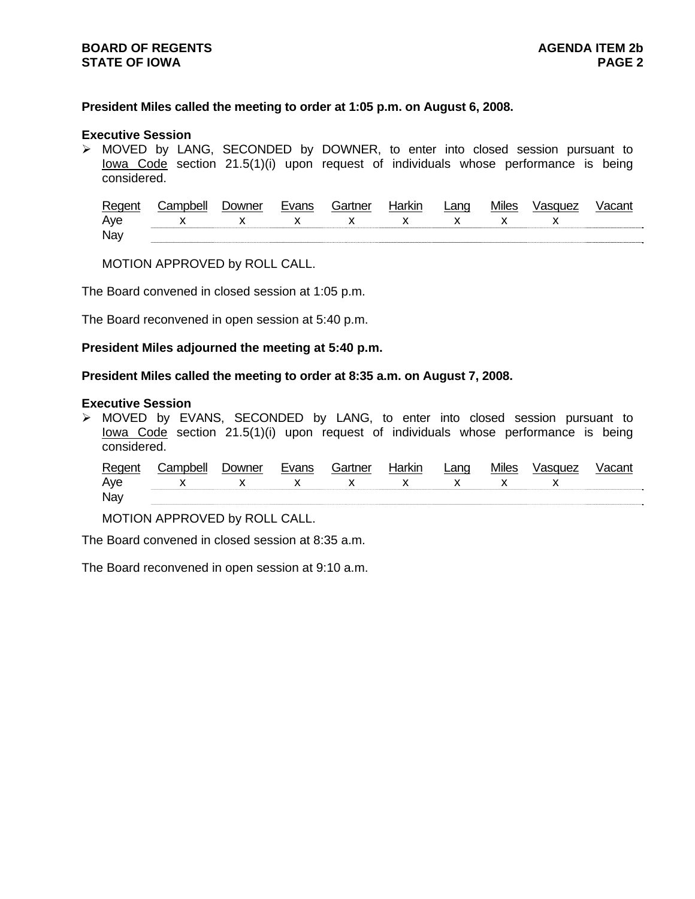**President Miles called the meeting to order at 1:05 p.m. on August 6, 2008.**

**Executive Session**

➢ MOVED by LANG, SECONDED by DOWNER, to enter into closed session pursuant to Iowa Code section 21.5(1)(i) upon request of individuals whose performance is being considered.

| Regent | Campbell | Downer | Evans | Gartner | Harkin | Lang | Miles | Vasquez | Vacant |
|---|---|---|---|---|---|---|---|---|---|
| Aye | x | x | x | x | x | x | x | x | |
| Nay | | | | | | | | | |

MOTION APPROVED by ROLL CALL.

The Board convened in closed session at 1:05 p.m.

The Board reconvened in open session at 5:40 p.m.

**President Miles adjourned the meeting at 5:40 p.m.**

**President Miles called the meeting to order at 8:35 a.m. on August 7, 2008.**

**Executive Session**

➢ MOVED by EVANS, SECONDED by LANG, to enter into closed session pursuant to Iowa Code section 21.5(1)(i) upon request of individuals whose performance is being considered.

| Regent | Campbell | Downer | Evans | Gartner | Harkin | Lang | Miles | Vasquez | Vacant |
|---|---|---|---|---|---|---|---|---|---|
| Aye | x | x | x | x | x | x | x | x | |
| Nay | | | | | | | | | |

MOTION APPROVED by ROLL CALL.

The Board convened in closed session at 8:35 a.m.

The Board reconvened in open session at 9:10 a.m.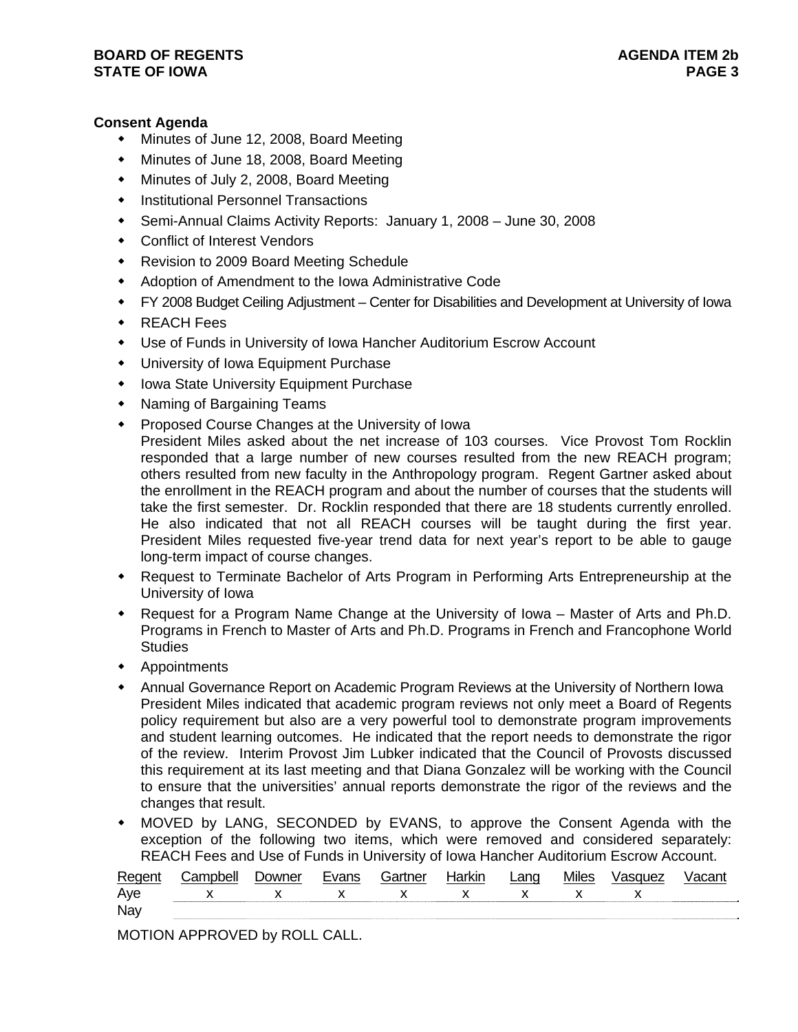**Consent Agenda**

- Minutes of June 12, 2008, Board Meeting
- Minutes of June 18, 2008, Board Meeting
- Minutes of July 2, 2008, Board Meeting
- Institutional Personnel Transactions
- Semi-Annual Claims Activity Reports: January 1, 2008 – June 30, 2008
- Conflict of Interest Vendors
- Revision to 2009 Board Meeting Schedule
- Adoption of Amendment to the Iowa Administrative Code
- FY 2008 Budget Ceiling Adjustment – Center for Disabilities and Development at University of Iowa
- REACH Fees
- Use of Funds in University of Iowa Hancher Auditorium Escrow Account
- University of Iowa Equipment Purchase
- Iowa State University Equipment Purchase
- Naming of Bargaining Teams
- Proposed Course Changes at the University of Iowa
  President Miles asked about the net increase of 103 courses. Vice Provost Tom Rocklin responded that a large number of new courses resulted from the new REACH program; others resulted from new faculty in the Anthropology program. Regent Gartner asked about the enrollment in the REACH program and about the number of courses that the students will take the first semester. Dr. Rocklin responded that there are 18 students currently enrolled. He also indicated that not all REACH courses will be taught during the first year. President Miles requested five-year trend data for next year's report to be able to gauge long-term impact of course changes.
- Request to Terminate Bachelor of Arts Program in Performing Arts Entrepreneurship at the University of Iowa
- Request for a Program Name Change at the University of Iowa – Master of Arts and Ph.D. Programs in French to Master of Arts and Ph.D. Programs in French and Francophone World Studies
- Appointments
- Annual Governance Report on Academic Program Reviews at the University of Northern Iowa
  President Miles indicated that academic program reviews not only meet a Board of Regents policy requirement but also are a very powerful tool to demonstrate program improvements and student learning outcomes. He indicated that the report needs to demonstrate the rigor of the review. Interim Provost Jim Lubker indicated that the Council of Provosts discussed this requirement at its last meeting and that Diana Gonzalez will be working with the Council to ensure that the universities' annual reports demonstrate the rigor of the reviews and the changes that result.
- MOVED by LANG, SECONDED by EVANS, to approve the Consent Agenda with the exception of the following two items, which were removed and considered separately: REACH Fees and Use of Funds in University of Iowa Hancher Auditorium Escrow Account.

| Regent | Campbell | Downer | Evans | Gartner | Harkin | Lang | Miles | Vasquez | Vacant |
|---|---|---|---|---|---|---|---|---|---|
| Aye | x | x | x | x | x | x | x | x | |
| Nay | | | | | | | | | |

MOTION APPROVED by ROLL CALL.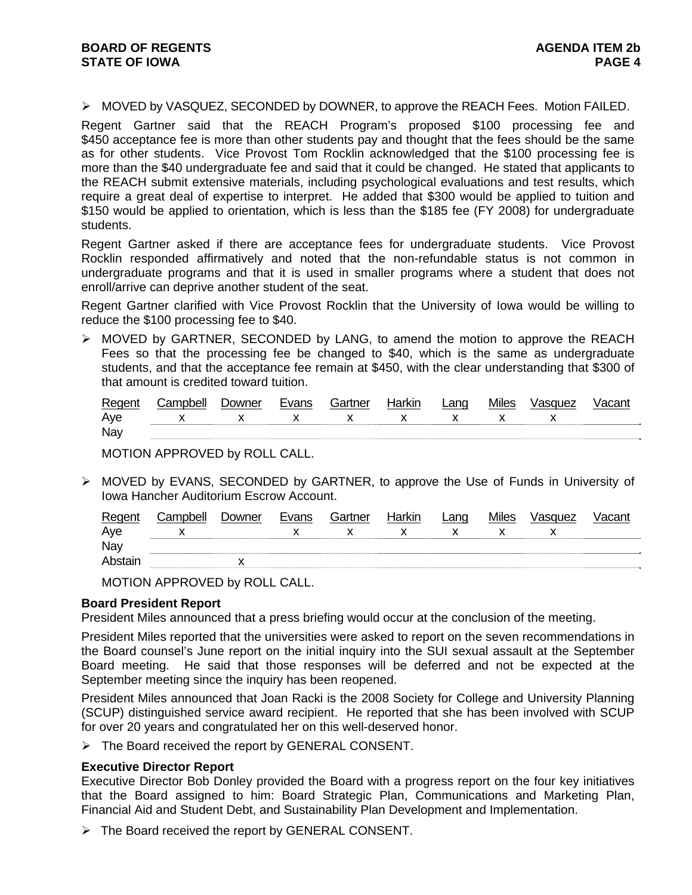➢ MOVED by VASQUEZ, SECONDED by DOWNER, to approve the REACH Fees. Motion FAILED.

Regent Gartner said that the REACH Program's proposed $100 processing fee and $450 acceptance fee is more than other students pay and thought that the fees should be the same as for other students. Vice Provost Tom Rocklin acknowledged that the $100 processing fee is more than the $40 undergraduate fee and said that it could be changed. He stated that applicants to the REACH submit extensive materials, including psychological evaluations and test results, which require a great deal of expertise to interpret. He added that $300 would be applied to tuition and $150 would be applied to orientation, which is less than the $185 fee (FY 2008) for undergraduate students.

Regent Gartner asked if there are acceptance fees for undergraduate students. Vice Provost Rocklin responded affirmatively and noted that the non-refundable status is not common in undergraduate programs and that it is used in smaller programs where a student that does not enroll/arrive can deprive another student of the seat.

Regent Gartner clarified with Vice Provost Rocklin that the University of Iowa would be willing to reduce the $100 processing fee to $40.

➢ MOVED by GARTNER, SECONDED by LANG, to amend the motion to approve the REACH Fees so that the processing fee be changed to $40, which is the same as undergraduate students, and that the acceptance fee remain at $450, with the clear understanding that $300 of that amount is credited toward tuition.

| Regent | Campbell | Downer | Evans | Gartner | Harkin | Lang | Miles | Vasquez | Vacant |
|---|---|---|---|---|---|---|---|---|---|
| Aye | x | x | x | x | x | x | x | x | |
| Nay | | | | | | | | | |

MOTION APPROVED by ROLL CALL.

➢ MOVED by EVANS, SECONDED by GARTNER, to approve the Use of Funds in University of Iowa Hancher Auditorium Escrow Account.

| Regent | Campbell | Downer | Evans | Gartner | Harkin | Lang | Miles | Vasquez | Vacant |
|---|---|---|---|---|---|---|---|---|---|
| Aye | x | | x | x | x | x | x | x | |
| Nay | | | | | | | | | |
| Abstain | | x | | | | | | | |

MOTION APPROVED by ROLL CALL.

**Board President Report**

President Miles announced that a press briefing would occur at the conclusion of the meeting.

President Miles reported that the universities were asked to report on the seven recommendations in the Board counsel's June report on the initial inquiry into the SUI sexual assault at the September Board meeting. He said that those responses will be deferred and not be expected at the September meeting since the inquiry has been reopened.

President Miles announced that Joan Racki is the 2008 Society for College and University Planning (SCUP) distinguished service award recipient. He reported that she has been involved with SCUP for over 20 years and congratulated her on this well-deserved honor.

➢ The Board received the report by GENERAL CONSENT.

**Executive Director Report**

Executive Director Bob Donley provided the Board with a progress report on the four key initiatives that the Board assigned to him: Board Strategic Plan, Communications and Marketing Plan, Financial Aid and Student Debt, and Sustainability Plan Development and Implementation.

➢ The Board received the report by GENERAL CONSENT.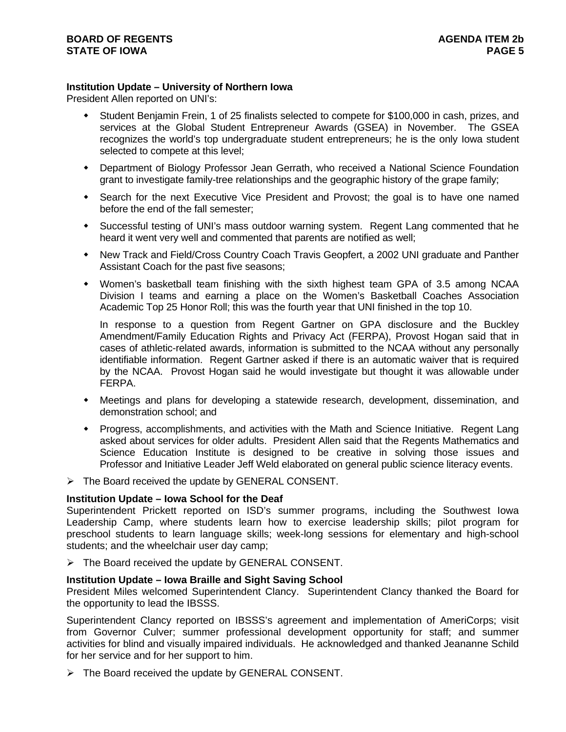**Institution Update – University of Northern Iowa**

President Allen reported on UNI's:

- Student Benjamin Frein, 1 of 25 finalists selected to compete for $100,000 in cash, prizes, and services at the Global Student Entrepreneur Awards (GSEA) in November. The GSEA recognizes the world's top undergraduate student entrepreneurs; he is the only Iowa student selected to compete at this level;
- Department of Biology Professor Jean Gerrath, who received a National Science Foundation grant to investigate family-tree relationships and the geographic history of the grape family;
- Search for the next Executive Vice President and Provost; the goal is to have one named before the end of the fall semester;
- Successful testing of UNI's mass outdoor warning system. Regent Lang commented that he heard it went very well and commented that parents are notified as well;
- New Track and Field/Cross Country Coach Travis Geopfert, a 2002 UNI graduate and Panther Assistant Coach for the past five seasons;
- Women's basketball team finishing with the sixth highest team GPA of 3.5 among NCAA Division I teams and earning a place on the Women's Basketball Coaches Association Academic Top 25 Honor Roll; this was the fourth year that UNI finished in the top 10.

  In response to a question from Regent Gartner on GPA disclosure and the Buckley Amendment/Family Education Rights and Privacy Act (FERPA), Provost Hogan said that in cases of athletic-related awards, information is submitted to the NCAA without any personally identifiable information. Regent Gartner asked if there is an automatic waiver that is required by the NCAA. Provost Hogan said he would investigate but thought it was allowable under FERPA.
- Meetings and plans for developing a statewide research, development, dissemination, and demonstration school; and
- Progress, accomplishments, and activities with the Math and Science Initiative. Regent Lang asked about services for older adults. President Allen said that the Regents Mathematics and Science Education Institute is designed to be creative in solving those issues and Professor and Initiative Leader Jeff Weld elaborated on general public science literacy events.

➢ The Board received the update by GENERAL CONSENT.

**Institution Update – Iowa School for the Deaf**

Superintendent Prickett reported on ISD's summer programs, including the Southwest Iowa Leadership Camp, where students learn how to exercise leadership skills; pilot program for preschool students to learn language skills; week-long sessions for elementary and high-school students; and the wheelchair user day camp;

➢ The Board received the update by GENERAL CONSENT.

**Institution Update – Iowa Braille and Sight Saving School**

President Miles welcomed Superintendent Clancy. Superintendent Clancy thanked the Board for the opportunity to lead the IBSSS.

Superintendent Clancy reported on IBSSS's agreement and implementation of AmeriCorps; visit from Governor Culver; summer professional development opportunity for staff; and summer activities for blind and visually impaired individuals. He acknowledged and thanked Jeananne Schild for her service and for her support to him.

➢ The Board received the update by GENERAL CONSENT.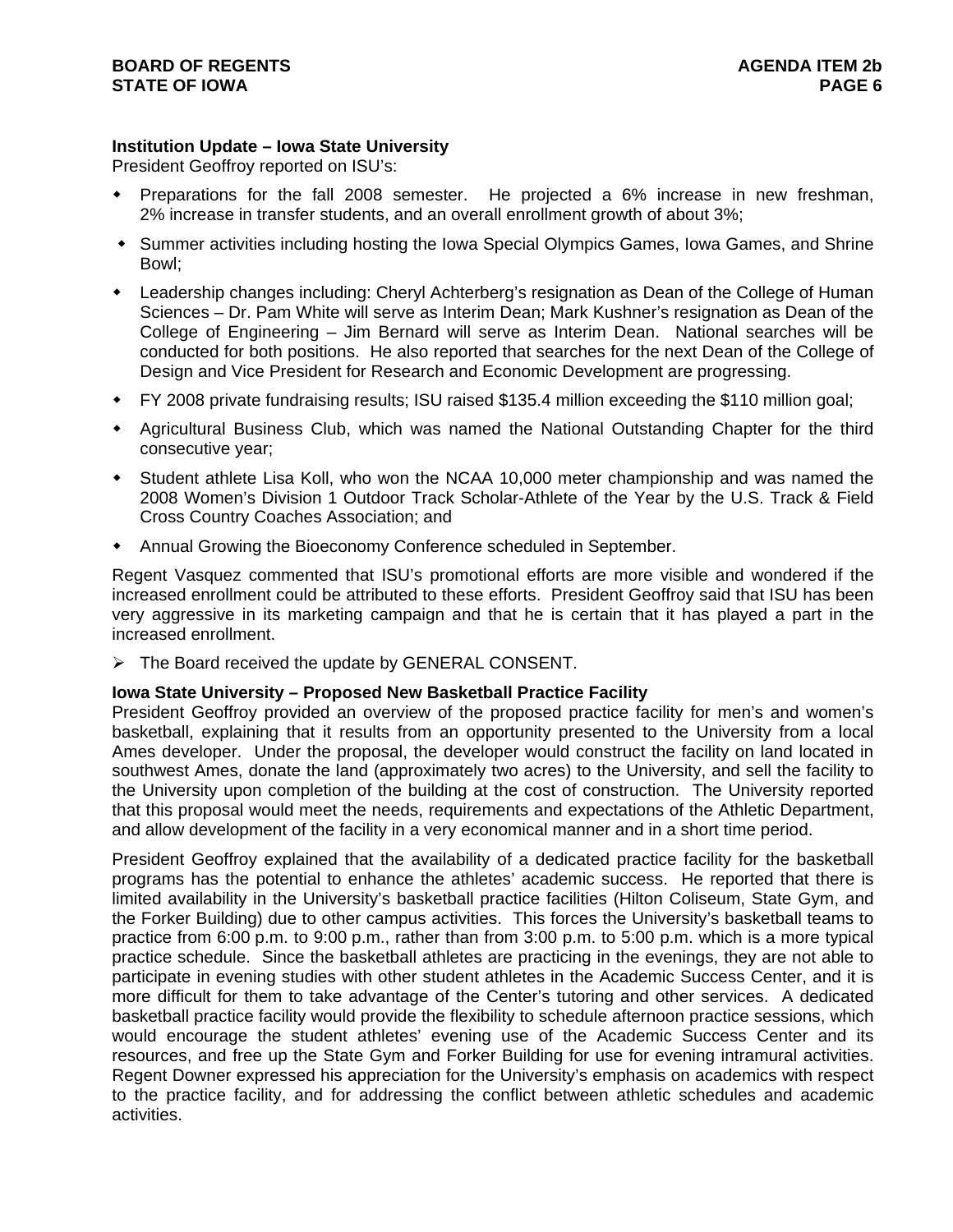**Institution Update – Iowa State University**
President Geoffroy reported on ISU's:

- Preparations for the fall 2008 semester. He projected a 6% increase in new freshman, 2% increase in transfer students, and an overall enrollment growth of about 3%;
- Summer activities including hosting the Iowa Special Olympics Games, Iowa Games, and Shrine Bowl;
- Leadership changes including: Cheryl Achterberg's resignation as Dean of the College of Human Sciences – Dr. Pam White will serve as Interim Dean; Mark Kushner's resignation as Dean of the College of Engineering – Jim Bernard will serve as Interim Dean. National searches will be conducted for both positions. He also reported that searches for the next Dean of the College of Design and Vice President for Research and Economic Development are progressing.
- FY 2008 private fundraising results; ISU raised $135.4 million exceeding the $110 million goal;
- Agricultural Business Club, which was named the National Outstanding Chapter for the third consecutive year;
- Student athlete Lisa Koll, who won the NCAA 10,000 meter championship and was named the 2008 Women's Division 1 Outdoor Track Scholar-Athlete of the Year by the U.S. Track & Field Cross Country Coaches Association; and
- Annual Growing the Bioeconomy Conference scheduled in September.

Regent Vasquez commented that ISU's promotional efforts are more visible and wondered if the increased enrollment could be attributed to these efforts. President Geoffroy said that ISU has been very aggressive in its marketing campaign and that he is certain that it has played a part in the increased enrollment.

- The Board received the update by GENERAL CONSENT.

**Iowa State University – Proposed New Basketball Practice Facility**
President Geoffroy provided an overview of the proposed practice facility for men's and women's basketball, explaining that it results from an opportunity presented to the University from a local Ames developer. Under the proposal, the developer would construct the facility on land located in southwest Ames, donate the land (approximately two acres) to the University, and sell the facility to the University upon completion of the building at the cost of construction. The University reported that this proposal would meet the needs, requirements and expectations of the Athletic Department, and allow development of the facility in a very economical manner and in a short time period.

President Geoffroy explained that the availability of a dedicated practice facility for the basketball programs has the potential to enhance the athletes' academic success. He reported that there is limited availability in the University's basketball practice facilities (Hilton Coliseum, State Gym, and the Forker Building) due to other campus activities. This forces the University's basketball teams to practice from 6:00 p.m. to 9:00 p.m., rather than from 3:00 p.m. to 5:00 p.m. which is a more typical practice schedule. Since the basketball athletes are practicing in the evenings, they are not able to participate in evening studies with other student athletes in the Academic Success Center, and it is more difficult for them to take advantage of the Center's tutoring and other services. A dedicated basketball practice facility would provide the flexibility to schedule afternoon practice sessions, which would encourage the student athletes' evening use of the Academic Success Center and its resources, and free up the State Gym and Forker Building for use for evening intramural activities. Regent Downer expressed his appreciation for the University's emphasis on academics with respect to the practice facility, and for addressing the conflict between athletic schedules and academic activities.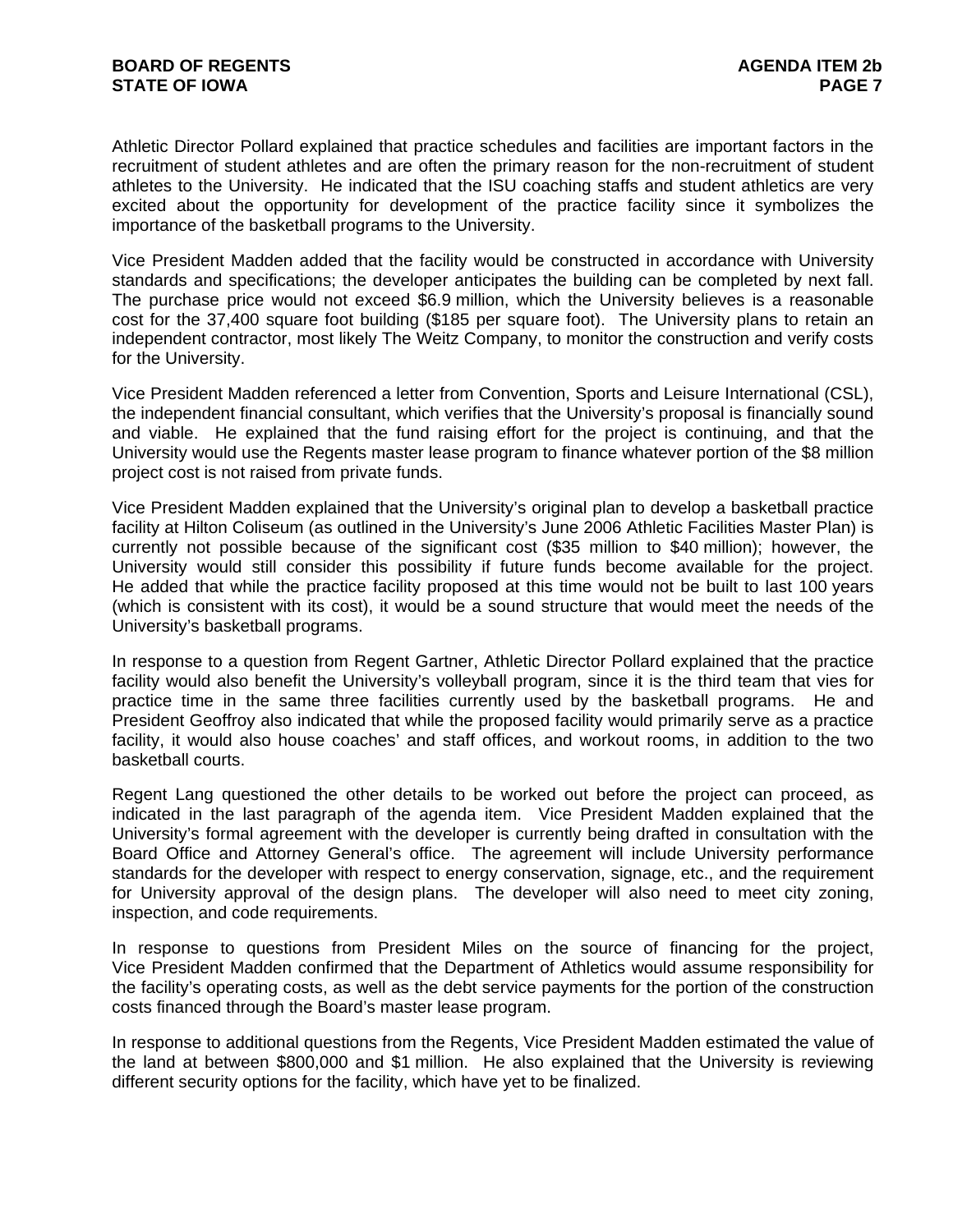Athletic Director Pollard explained that practice schedules and facilities are important factors in the recruitment of student athletes and are often the primary reason for the non-recruitment of student athletes to the University. He indicated that the ISU coaching staffs and student athletics are very excited about the opportunity for development of the practice facility since it symbolizes the importance of the basketball programs to the University.

Vice President Madden added that the facility would be constructed in accordance with University standards and specifications; the developer anticipates the building can be completed by next fall. The purchase price would not exceed $6.9 million, which the University believes is a reasonable cost for the 37,400 square foot building ($185 per square foot). The University plans to retain an independent contractor, most likely The Weitz Company, to monitor the construction and verify costs for the University.

Vice President Madden referenced a letter from Convention, Sports and Leisure International (CSL), the independent financial consultant, which verifies that the University's proposal is financially sound and viable. He explained that the fund raising effort for the project is continuing, and that the University would use the Regents master lease program to finance whatever portion of the $8 million project cost is not raised from private funds.

Vice President Madden explained that the University's original plan to develop a basketball practice facility at Hilton Coliseum (as outlined in the University's June 2006 Athletic Facilities Master Plan) is currently not possible because of the significant cost ($35 million to $40 million); however, the University would still consider this possibility if future funds become available for the project. He added that while the practice facility proposed at this time would not be built to last 100 years (which is consistent with its cost), it would be a sound structure that would meet the needs of the University's basketball programs.

In response to a question from Regent Gartner, Athletic Director Pollard explained that the practice facility would also benefit the University's volleyball program, since it is the third team that vies for practice time in the same three facilities currently used by the basketball programs. He and President Geoffroy also indicated that while the proposed facility would primarily serve as a practice facility, it would also house coaches' and staff offices, and workout rooms, in addition to the two basketball courts.

Regent Lang questioned the other details to be worked out before the project can proceed, as indicated in the last paragraph of the agenda item. Vice President Madden explained that the University's formal agreement with the developer is currently being drafted in consultation with the Board Office and Attorney General's office. The agreement will include University performance standards for the developer with respect to energy conservation, signage, etc., and the requirement for University approval of the design plans. The developer will also need to meet city zoning, inspection, and code requirements.

In response to questions from President Miles on the source of financing for the project, Vice President Madden confirmed that the Department of Athletics would assume responsibility for the facility's operating costs, as well as the debt service payments for the portion of the construction costs financed through the Board's master lease program.

In response to additional questions from the Regents, Vice President Madden estimated the value of the land at between $800,000 and $1 million. He also explained that the University is reviewing different security options for the facility, which have yet to be finalized.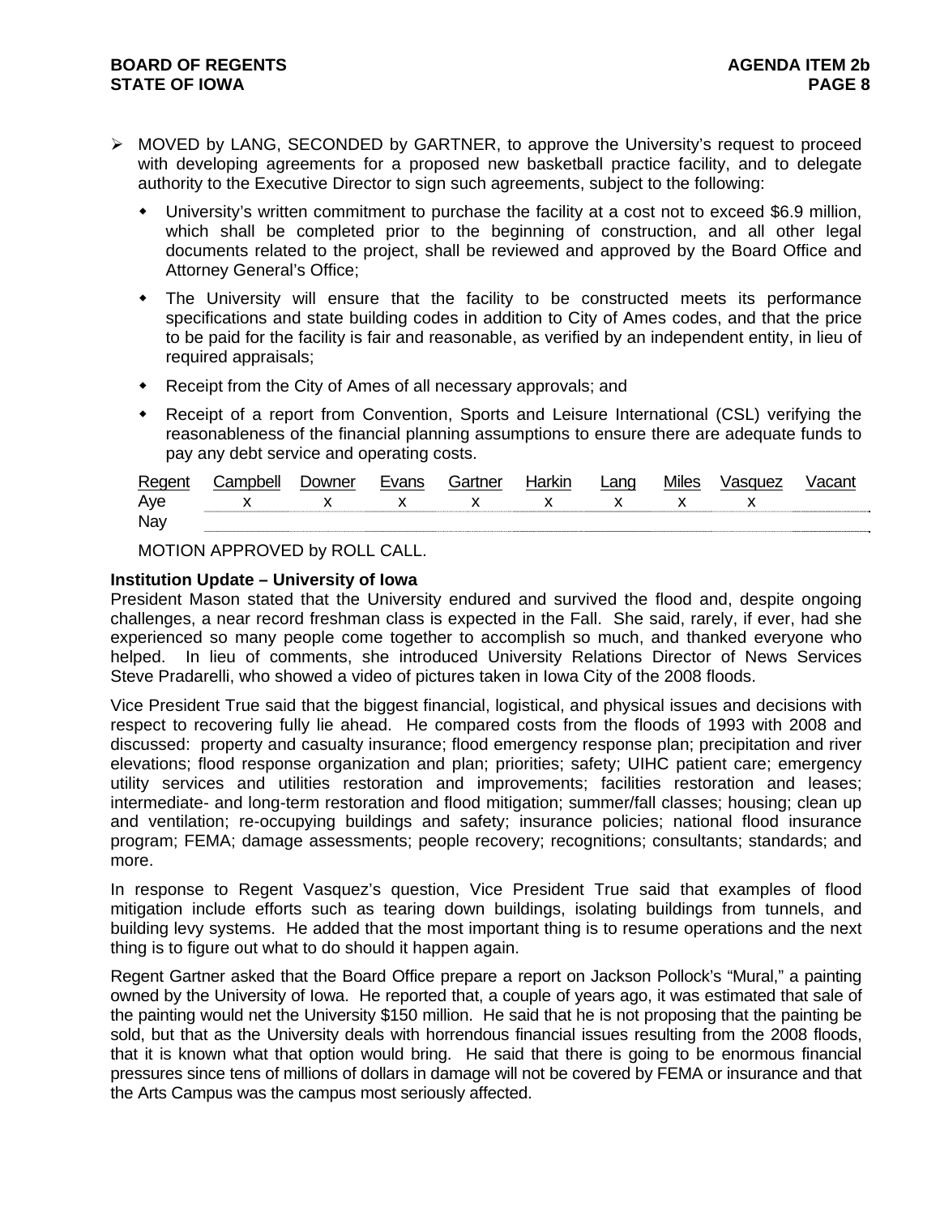- MOVED by LANG, SECONDED by GARTNER, to approve the University's request to proceed with developing agreements for a proposed new basketball practice facility, and to delegate authority to the Executive Director to sign such agreements, subject to the following:
  - University's written commitment to purchase the facility at a cost not to exceed $6.9 million, which shall be completed prior to the beginning of construction, and all other legal documents related to the project, shall be reviewed and approved by the Board Office and Attorney General's Office;
  - The University will ensure that the facility to be constructed meets its performance specifications and state building codes in addition to City of Ames codes, and that the price to be paid for the facility is fair and reasonable, as verified by an independent entity, in lieu of required appraisals;
  - Receipt from the City of Ames of all necessary approvals; and
  - Receipt of a report from Convention, Sports and Leisure International (CSL) verifying the reasonableness of the financial planning assumptions to ensure there are adequate funds to pay any debt service and operating costs.

| Regent | Campbell | Downer | Evans | Gartner | Harkin | Lang | Miles | Vasquez | Vacant |
|---|---|---|---|---|---|---|---|---|---|
| Aye | x | x | x | x | x | x | x | x | |
| Nay | | | | | | | | | |

MOTION APPROVED by ROLL CALL.

**Institution Update – University of Iowa**

President Mason stated that the University endured and survived the flood and, despite ongoing challenges, a near record freshman class is expected in the Fall. She said, rarely, if ever, had she experienced so many people come together to accomplish so much, and thanked everyone who helped. In lieu of comments, she introduced University Relations Director of News Services Steve Pradarelli, who showed a video of pictures taken in Iowa City of the 2008 floods.

Vice President True said that the biggest financial, logistical, and physical issues and decisions with respect to recovering fully lie ahead. He compared costs from the floods of 1993 with 2008 and discussed: property and casualty insurance; flood emergency response plan; precipitation and river elevations; flood response organization and plan; priorities; safety; UIHC patient care; emergency utility services and utilities restoration and improvements; facilities restoration and leases; intermediate- and long-term restoration and flood mitigation; summer/fall classes; housing; clean up and ventilation; re-occupying buildings and safety; insurance policies; national flood insurance program; FEMA; damage assessments; people recovery; recognitions; consultants; standards; and more.

In response to Regent Vasquez's question, Vice President True said that examples of flood mitigation include efforts such as tearing down buildings, isolating buildings from tunnels, and building levy systems. He added that the most important thing is to resume operations and the next thing is to figure out what to do should it happen again.

Regent Gartner asked that the Board Office prepare a report on Jackson Pollock's "Mural," a painting owned by the University of Iowa. He reported that, a couple of years ago, it was estimated that sale of the painting would net the University $150 million. He said that he is not proposing that the painting be sold, but that as the University deals with horrendous financial issues resulting from the 2008 floods, that it is known what that option would bring. He said that there is going to be enormous financial pressures since tens of millions of dollars in damage will not be covered by FEMA or insurance and that the Arts Campus was the campus most seriously affected.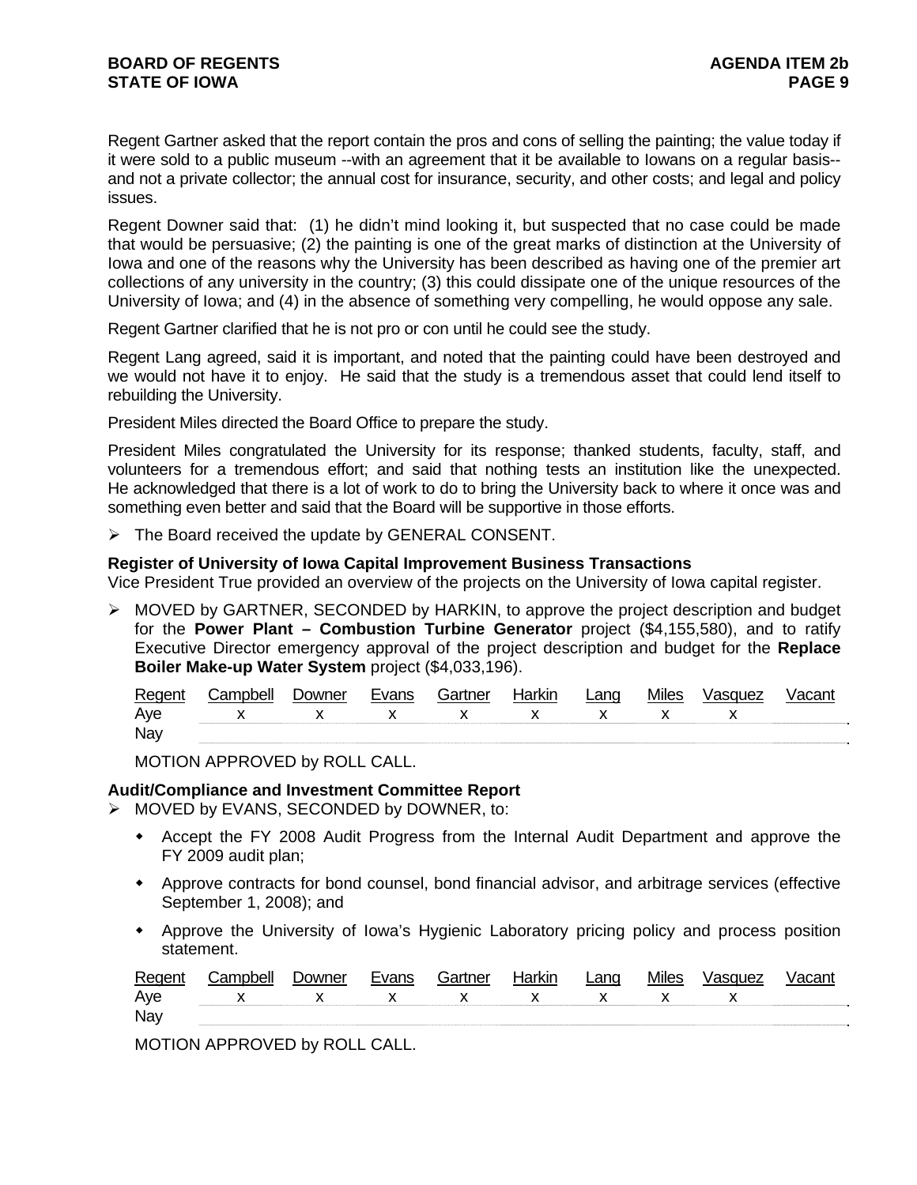Regent Gartner asked that the report contain the pros and cons of selling the painting; the value today if it were sold to a public museum --with an agreement that it be available to Iowans on a regular basis-- and not a private collector; the annual cost for insurance, security, and other costs; and legal and policy issues.

Regent Downer said that: (1) he didn't mind looking it, but suspected that no case could be made that would be persuasive; (2) the painting is one of the great marks of distinction at the University of Iowa and one of the reasons why the University has been described as having one of the premier art collections of any university in the country; (3) this could dissipate one of the unique resources of the University of Iowa; and (4) in the absence of something very compelling, he would oppose any sale.

Regent Gartner clarified that he is not pro or con until he could see the study.

Regent Lang agreed, said it is important, and noted that the painting could have been destroyed and we would not have it to enjoy. He said that the study is a tremendous asset that could lend itself to rebuilding the University.

President Miles directed the Board Office to prepare the study.

President Miles congratulated the University for its response; thanked students, faculty, staff, and volunteers for a tremendous effort; and said that nothing tests an institution like the unexpected. He acknowledged that there is a lot of work to do to bring the University back to where it once was and something even better and said that the Board will be supportive in those efforts.

➢ The Board received the update by GENERAL CONSENT.

**Register of University of Iowa Capital Improvement Business Transactions**
Vice President True provided an overview of the projects on the University of Iowa capital register.

➢ MOVED by GARTNER, SECONDED by HARKIN, to approve the project description and budget for the **Power Plant – Combustion Turbine Generator** project ($4,155,580), and to ratify Executive Director emergency approval of the project description and budget for the **Replace Boiler Make-up Water System** project ($4,033,196).

| Regent | Campbell | Downer | Evans | Gartner | Harkin | Lang | Miles | Vasquez | Vacant |
|---|---|---|---|---|---|---|---|---|---|
| Aye | x | x | x | x | x | x | x | x | |
| Nay | | | | | | | | | |

MOTION APPROVED by ROLL CALL.

**Audit/Compliance and Investment Committee Report**

➢ MOVED by EVANS, SECONDED by DOWNER, to:

- Accept the FY 2008 Audit Progress from the Internal Audit Department and approve the FY 2009 audit plan;
- Approve contracts for bond counsel, bond financial advisor, and arbitrage services (effective September 1, 2008); and
- Approve the University of Iowa's Hygienic Laboratory pricing policy and process position statement.

| Regent | Campbell | Downer | Evans | Gartner | Harkin | Lang | Miles | Vasquez | Vacant |
|---|---|---|---|---|---|---|---|---|---|
| Aye | x | x | x | x | x | x | x | x | |
| Nay | | | | | | | | | |

MOTION APPROVED by ROLL CALL.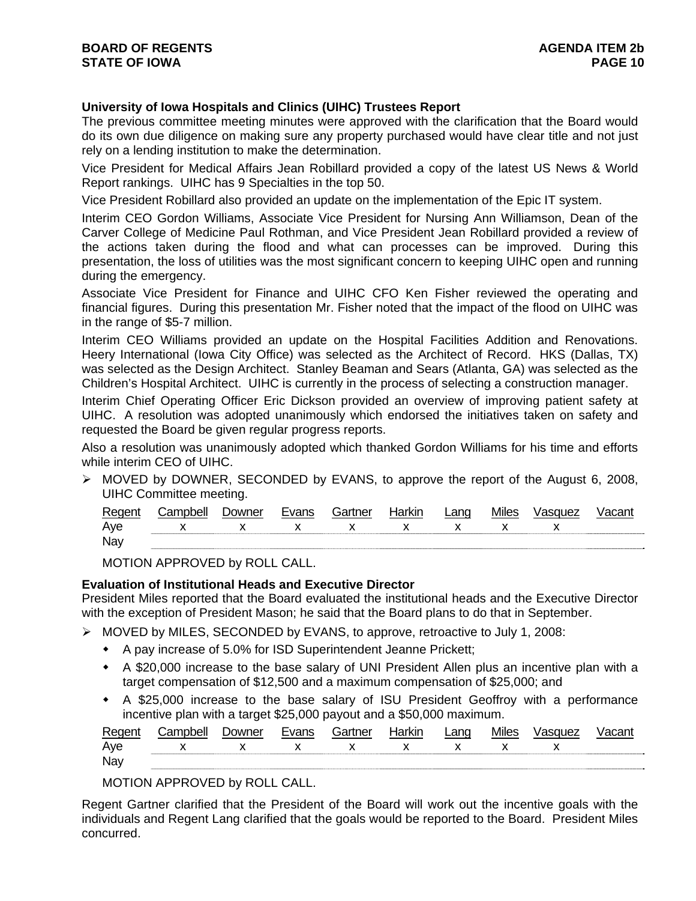**University of Iowa Hospitals and Clinics (UIHC) Trustees Report**

The previous committee meeting minutes were approved with the clarification that the Board would do its own due diligence on making sure any property purchased would have clear title and not just rely on a lending institution to make the determination.

Vice President for Medical Affairs Jean Robillard provided a copy of the latest US News & World Report rankings. UIHC has 9 Specialties in the top 50.

Vice President Robillard also provided an update on the implementation of the Epic IT system.

Interim CEO Gordon Williams, Associate Vice President for Nursing Ann Williamson, Dean of the Carver College of Medicine Paul Rothman, and Vice President Jean Robillard provided a review of the actions taken during the flood and what can processes can be improved. During this presentation, the loss of utilities was the most significant concern to keeping UIHC open and running during the emergency.

Associate Vice President for Finance and UIHC CFO Ken Fisher reviewed the operating and financial figures. During this presentation Mr. Fisher noted that the impact of the flood on UIHC was in the range of $5-7 million.

Interim CEO Williams provided an update on the Hospital Facilities Addition and Renovations. Heery International (Iowa City Office) was selected as the Architect of Record. HKS (Dallas, TX) was selected as the Design Architect. Stanley Beaman and Sears (Atlanta, GA) was selected as the Children's Hospital Architect. UIHC is currently in the process of selecting a construction manager.

Interim Chief Operating Officer Eric Dickson provided an overview of improving patient safety at UIHC. A resolution was adopted unanimously which endorsed the initiatives taken on safety and requested the Board be given regular progress reports.

Also a resolution was unanimously adopted which thanked Gordon Williams for his time and efforts while interim CEO of UIHC.

- MOVED by DOWNER, SECONDED by EVANS, to approve the report of the August 6, 2008, UIHC Committee meeting.

| Regent | Campbell | Downer | Evans | Gartner | Harkin | Lang | Miles | Vasquez | Vacant |
|---|---|---|---|---|---|---|---|---|---|
| Aye | x | x | x | x | x | x | x | x | |
| Nay | | | | | | | | | |

MOTION APPROVED by ROLL CALL.

**Evaluation of Institutional Heads and Executive Director**

President Miles reported that the Board evaluated the institutional heads and the Executive Director with the exception of President Mason; he said that the Board plans to do that in September.

- MOVED by MILES, SECONDED by EVANS, to approve, retroactive to July 1, 2008:
  - A pay increase of 5.0% for ISD Superintendent Jeanne Prickett;
  - A $20,000 increase to the base salary of UNI President Allen plus an incentive plan with a target compensation of $12,500 and a maximum compensation of $25,000; and
  - A $25,000 increase to the base salary of ISU President Geoffroy with a performance incentive plan with a target $25,000 payout and a $50,000 maximum.

| Regent | Campbell | Downer | Evans | Gartner | Harkin | Lang | Miles | Vasquez | Vacant |
|---|---|---|---|---|---|---|---|---|---|
| Aye | x | x | x | x | x | x | x | x | |
| Nay | | | | | | | | | |

MOTION APPROVED by ROLL CALL.

Regent Gartner clarified that the President of the Board will work out the incentive goals with the individuals and Regent Lang clarified that the goals would be reported to the Board. President Miles concurred.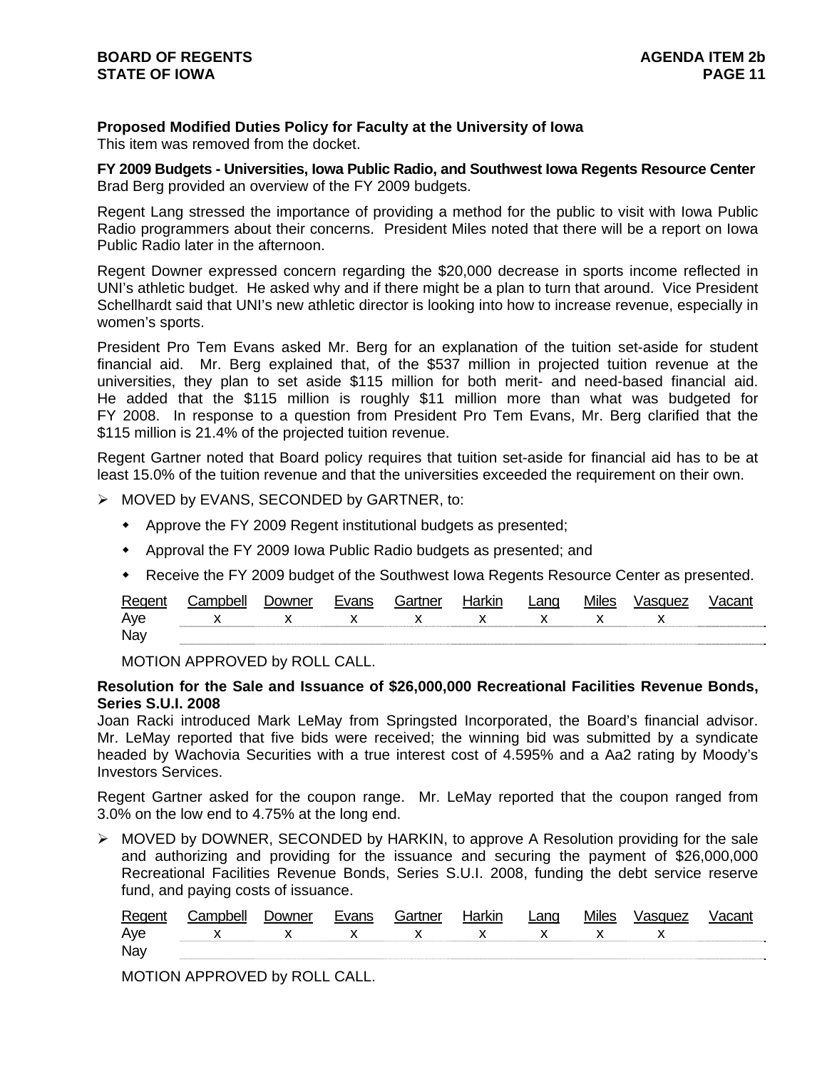**Proposed Modified Duties Policy for Faculty at the University of Iowa**
This item was removed from the docket.

**FY 2009 Budgets - Universities, Iowa Public Radio, and Southwest Iowa Regents Resource Center**
Brad Berg provided an overview of the FY 2009 budgets.

Regent Lang stressed the importance of providing a method for the public to visit with Iowa Public Radio programmers about their concerns. President Miles noted that there will be a report on Iowa Public Radio later in the afternoon.

Regent Downer expressed concern regarding the $20,000 decrease in sports income reflected in UNI's athletic budget. He asked why and if there might be a plan to turn that around. Vice President Schellhardt said that UNI's new athletic director is looking into how to increase revenue, especially in women's sports.

President Pro Tem Evans asked Mr. Berg for an explanation of the tuition set-aside for student financial aid. Mr. Berg explained that, of the $537 million in projected tuition revenue at the universities, they plan to set aside $115 million for both merit- and need-based financial aid. He added that the $115 million is roughly $11 million more than what was budgeted for FY 2008. In response to a question from President Pro Tem Evans, Mr. Berg clarified that the $115 million is 21.4% of the projected tuition revenue.

Regent Gartner noted that Board policy requires that tuition set-aside for financial aid has to be at least 15.0% of the tuition revenue and that the universities exceeded the requirement on their own.

- MOVED by EVANS, SECONDED by GARTNER, to:
  - Approve the FY 2009 Regent institutional budgets as presented;
  - Approval the FY 2009 Iowa Public Radio budgets as presented; and
  - Receive the FY 2009 budget of the Southwest Iowa Regents Resource Center as presented.

| Regent | Campbell | Downer | Evans | Gartner | Harkin | Lang | Miles | Vasquez | Vacant |
|---|---|---|---|---|---|---|---|---|---|
| Aye | x | x | x | x | x | x | x | x | |
| Nay | | | | | | | | | |

MOTION APPROVED by ROLL CALL.

**Resolution for the Sale and Issuance of $26,000,000 Recreational Facilities Revenue Bonds, Series S.U.I. 2008**
Joan Racki introduced Mark LeMay from Springsted Incorporated, the Board's financial advisor. Mr. LeMay reported that five bids were received; the winning bid was submitted by a syndicate headed by Wachovia Securities with a true interest cost of 4.595% and a Aa2 rating by Moody's Investors Services.

Regent Gartner asked for the coupon range. Mr. LeMay reported that the coupon ranged from 3.0% on the low end to 4.75% at the long end.

- MOVED by DOWNER, SECONDED by HARKIN, to approve A Resolution providing for the sale and authorizing and providing for the issuance and securing the payment of $26,000,000 Recreational Facilities Revenue Bonds, Series S.U.I. 2008, funding the debt service reserve fund, and paying costs of issuance.

| Regent | Campbell | Downer | Evans | Gartner | Harkin | Lang | Miles | Vasquez | Vacant |
|---|---|---|---|---|---|---|---|---|---|
| Aye | x | x | x | x | x | x | x | x | |
| Nay | | | | | | | | | |

MOTION APPROVED by ROLL CALL.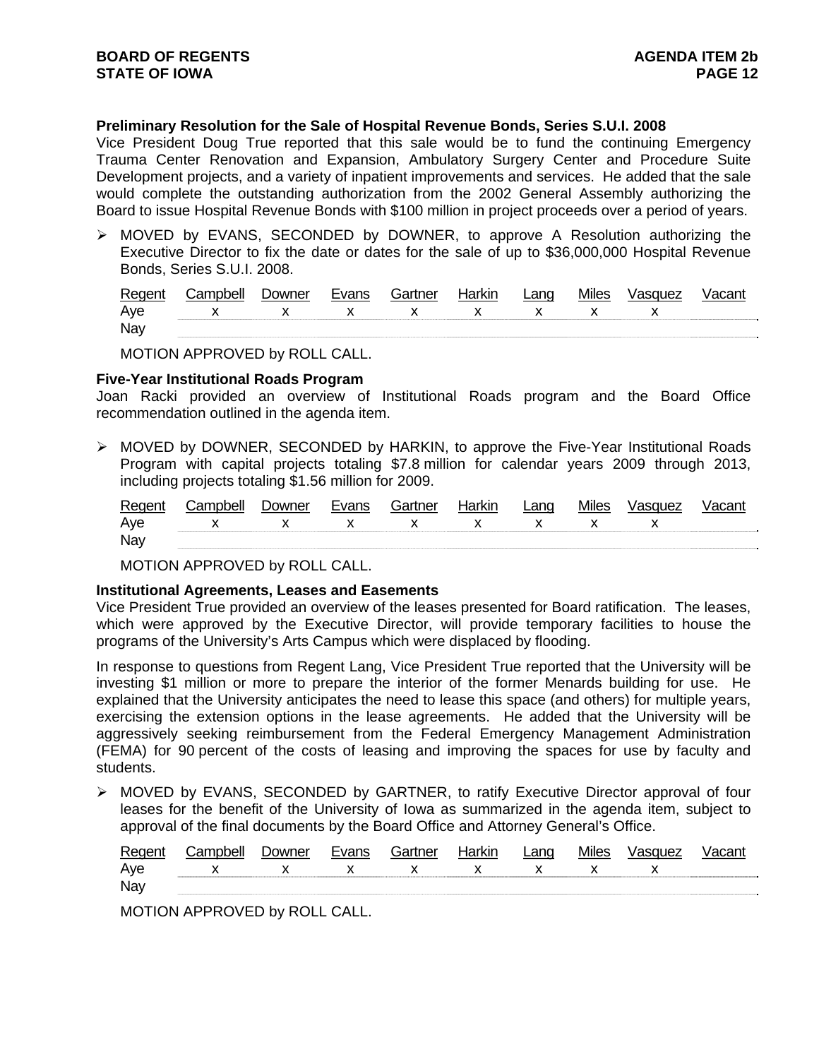**Preliminary Resolution for the Sale of Hospital Revenue Bonds, Series S.U.I. 2008**

Vice President Doug True reported that this sale would be to fund the continuing Emergency Trauma Center Renovation and Expansion, Ambulatory Surgery Center and Procedure Suite Development projects, and a variety of inpatient improvements and services. He added that the sale would complete the outstanding authorization from the 2002 General Assembly authorizing the Board to issue Hospital Revenue Bonds with $100 million in project proceeds over a period of years.

➤ MOVED by EVANS, SECONDED by DOWNER, to approve A Resolution authorizing the Executive Director to fix the date or dates for the sale of up to $36,000,000 Hospital Revenue Bonds, Series S.U.I. 2008.

| Regent | Campbell | Downer | Evans | Gartner | Harkin | Lang | Miles | Vasquez | Vacant |
|---|---|---|---|---|---|---|---|---|---|
| Aye | x | x | x | x | x | x | x | x | |
| Nay | | | | | | | | | |

MOTION APPROVED by ROLL CALL.

**Five-Year Institutional Roads Program**

Joan Racki provided an overview of Institutional Roads program and the Board Office recommendation outlined in the agenda item.

➤ MOVED by DOWNER, SECONDED by HARKIN, to approve the Five-Year Institutional Roads Program with capital projects totaling $7.8 million for calendar years 2009 through 2013, including projects totaling $1.56 million for 2009.

| Regent | Campbell | Downer | Evans | Gartner | Harkin | Lang | Miles | Vasquez | Vacant |
|---|---|---|---|---|---|---|---|---|---|
| Aye | x | x | x | x | x | x | x | x | |
| Nay | | | | | | | | | |

MOTION APPROVED by ROLL CALL.

**Institutional Agreements, Leases and Easements**

Vice President True provided an overview of the leases presented for Board ratification. The leases, which were approved by the Executive Director, will provide temporary facilities to house the programs of the University's Arts Campus which were displaced by flooding.

In response to questions from Regent Lang, Vice President True reported that the University will be investing $1 million or more to prepare the interior of the former Menards building for use. He explained that the University anticipates the need to lease this space (and others) for multiple years, exercising the extension options in the lease agreements. He added that the University will be aggressively seeking reimbursement from the Federal Emergency Management Administration (FEMA) for 90 percent of the costs of leasing and improving the spaces for use by faculty and students.

➤ MOVED by EVANS, SECONDED by GARTNER, to ratify Executive Director approval of four leases for the benefit of the University of Iowa as summarized in the agenda item, subject to approval of the final documents by the Board Office and Attorney General's Office.

| Regent | Campbell | Downer | Evans | Gartner | Harkin | Lang | Miles | Vasquez | Vacant |
|---|---|---|---|---|---|---|---|---|---|
| Aye | x | x | x | x | x | x | x | x | |
| Nay | | | | | | | | | |

MOTION APPROVED by ROLL CALL.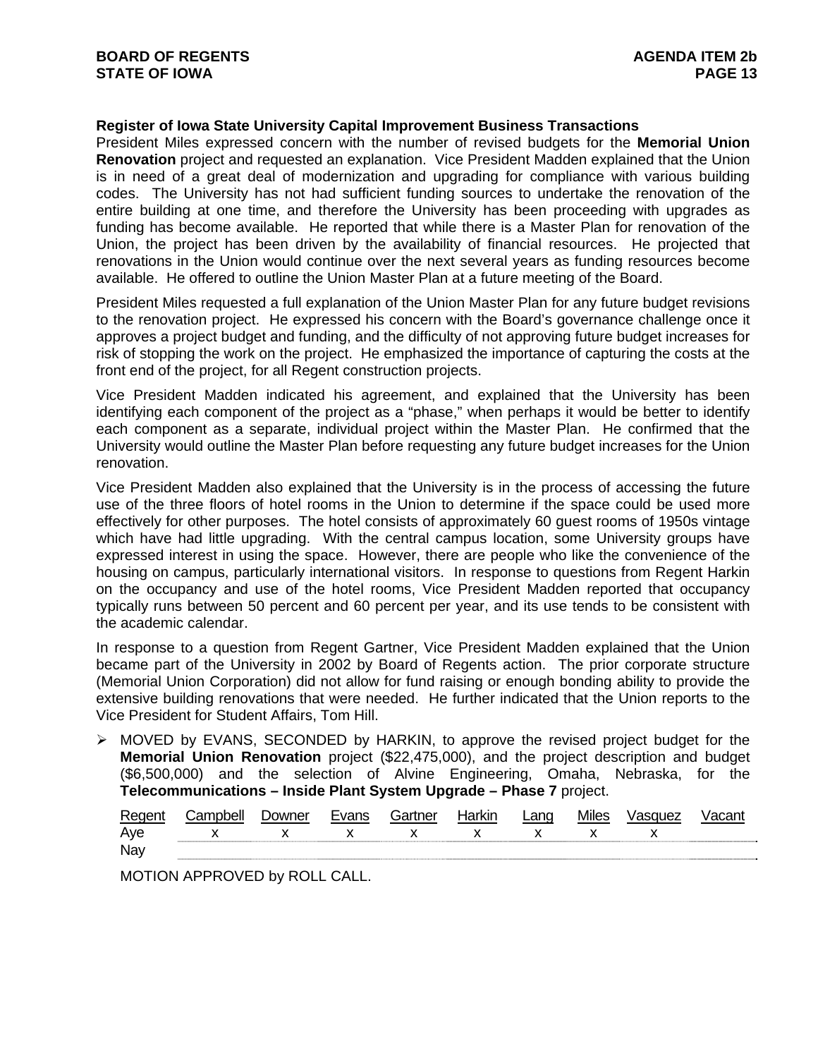**Register of Iowa State University Capital Improvement Business Transactions**

President Miles expressed concern with the number of revised budgets for the **Memorial Union Renovation** project and requested an explanation. Vice President Madden explained that the Union is in need of a great deal of modernization and upgrading for compliance with various building codes. The University has not had sufficient funding sources to undertake the renovation of the entire building at one time, and therefore the University has been proceeding with upgrades as funding has become available. He reported that while there is a Master Plan for renovation of the Union, the project has been driven by the availability of financial resources. He projected that renovations in the Union would continue over the next several years as funding resources become available. He offered to outline the Union Master Plan at a future meeting of the Board.

President Miles requested a full explanation of the Union Master Plan for any future budget revisions to the renovation project. He expressed his concern with the Board's governance challenge once it approves a project budget and funding, and the difficulty of not approving future budget increases for risk of stopping the work on the project. He emphasized the importance of capturing the costs at the front end of the project, for all Regent construction projects.

Vice President Madden indicated his agreement, and explained that the University has been identifying each component of the project as a "phase," when perhaps it would be better to identify each component as a separate, individual project within the Master Plan. He confirmed that the University would outline the Master Plan before requesting any future budget increases for the Union renovation.

Vice President Madden also explained that the University is in the process of accessing the future use of the three floors of hotel rooms in the Union to determine if the space could be used more effectively for other purposes. The hotel consists of approximately 60 guest rooms of 1950s vintage which have had little upgrading. With the central campus location, some University groups have expressed interest in using the space. However, there are people who like the convenience of the housing on campus, particularly international visitors. In response to questions from Regent Harkin on the occupancy and use of the hotel rooms, Vice President Madden reported that occupancy typically runs between 50 percent and 60 percent per year, and its use tends to be consistent with the academic calendar.

In response to a question from Regent Gartner, Vice President Madden explained that the Union became part of the University in 2002 by Board of Regents action. The prior corporate structure (Memorial Union Corporation) did not allow for fund raising or enough bonding ability to provide the extensive building renovations that were needed. He further indicated that the Union reports to the Vice President for Student Affairs, Tom Hill.

- MOVED by EVANS, SECONDED by HARKIN, to approve the revised project budget for the **Memorial Union Renovation** project ($22,475,000), and the project description and budget ($6,500,000) and the selection of Alvine Engineering, Omaha, Nebraska, for the **Telecommunications – Inside Plant System Upgrade – Phase 7** project.

| Regent | Campbell | Downer | Evans | Gartner | Harkin | Lang | Miles | Vasquez | Vacant |
|---|---|---|---|---|---|---|---|---|---|
| Aye | x | x | x | x | x | x | x | x | |
| Nay | | | | | | | | | |

MOTION APPROVED by ROLL CALL.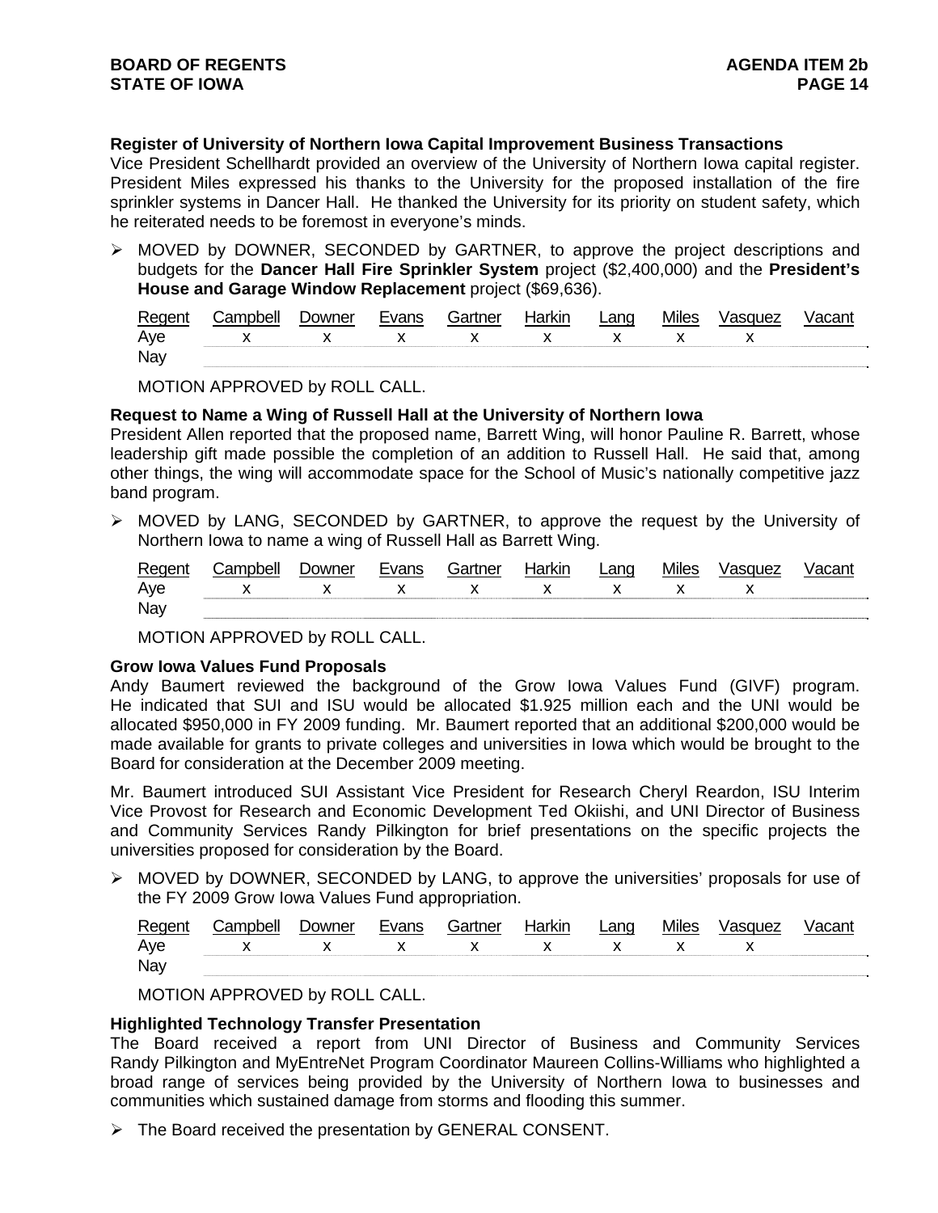**Register of University of Northern Iowa Capital Improvement Business Transactions**

Vice President Schellhardt provided an overview of the University of Northern Iowa capital register. President Miles expressed his thanks to the University for the proposed installation of the fire sprinkler systems in Dancer Hall. He thanked the University for its priority on student safety, which he reiterated needs to be foremost in everyone's minds.

- MOVED by DOWNER, SECONDED by GARTNER, to approve the project descriptions and budgets for the **Dancer Hall Fire Sprinkler System** project ($2,400,000) and the **President's House and Garage Window Replacement** project ($69,636).

| Regent | Campbell | Downer | Evans | Gartner | Harkin | Lang | Miles | Vasquez | Vacant |
|---|---|---|---|---|---|---|---|---|---|
| Aye | x | x | x | x | x | x | x | x | |
| Nay | | | | | | | | | |

MOTION APPROVED by ROLL CALL.

**Request to Name a Wing of Russell Hall at the University of Northern Iowa**

President Allen reported that the proposed name, Barrett Wing, will honor Pauline R. Barrett, whose leadership gift made possible the completion of an addition to Russell Hall. He said that, among other things, the wing will accommodate space for the School of Music's nationally competitive jazz band program.

- MOVED by LANG, SECONDED by GARTNER, to approve the request by the University of Northern Iowa to name a wing of Russell Hall as Barrett Wing.

| Regent | Campbell | Downer | Evans | Gartner | Harkin | Lang | Miles | Vasquez | Vacant |
|---|---|---|---|---|---|---|---|---|---|
| Aye | x | x | x | x | x | x | x | x | |
| Nay | | | | | | | | | |

MOTION APPROVED by ROLL CALL.

**Grow Iowa Values Fund Proposals**

Andy Baumert reviewed the background of the Grow Iowa Values Fund (GIVF) program. He indicated that SUI and ISU would be allocated $1.925 million each and the UNI would be allocated $950,000 in FY 2009 funding. Mr. Baumert reported that an additional $200,000 would be made available for grants to private colleges and universities in Iowa which would be brought to the Board for consideration at the December 2009 meeting.

Mr. Baumert introduced SUI Assistant Vice President for Research Cheryl Reardon, ISU Interim Vice Provost for Research and Economic Development Ted Okiishi, and UNI Director of Business and Community Services Randy Pilkington for brief presentations on the specific projects the universities proposed for consideration by the Board.

- MOVED by DOWNER, SECONDED by LANG, to approve the universities' proposals for use of the FY 2009 Grow Iowa Values Fund appropriation.

| Regent | Campbell | Downer | Evans | Gartner | Harkin | Lang | Miles | Vasquez | Vacant |
|---|---|---|---|---|---|---|---|---|---|
| Aye | x | x | x | x | x | x | x | x | |
| Nay | | | | | | | | | |

MOTION APPROVED by ROLL CALL.

**Highlighted Technology Transfer Presentation**

The Board received a report from UNI Director of Business and Community Services Randy Pilkington and MyEntreNet Program Coordinator Maureen Collins-Williams who highlighted a broad range of services being provided by the University of Northern Iowa to businesses and communities which sustained damage from storms and flooding this summer.

- The Board received the presentation by GENERAL CONSENT.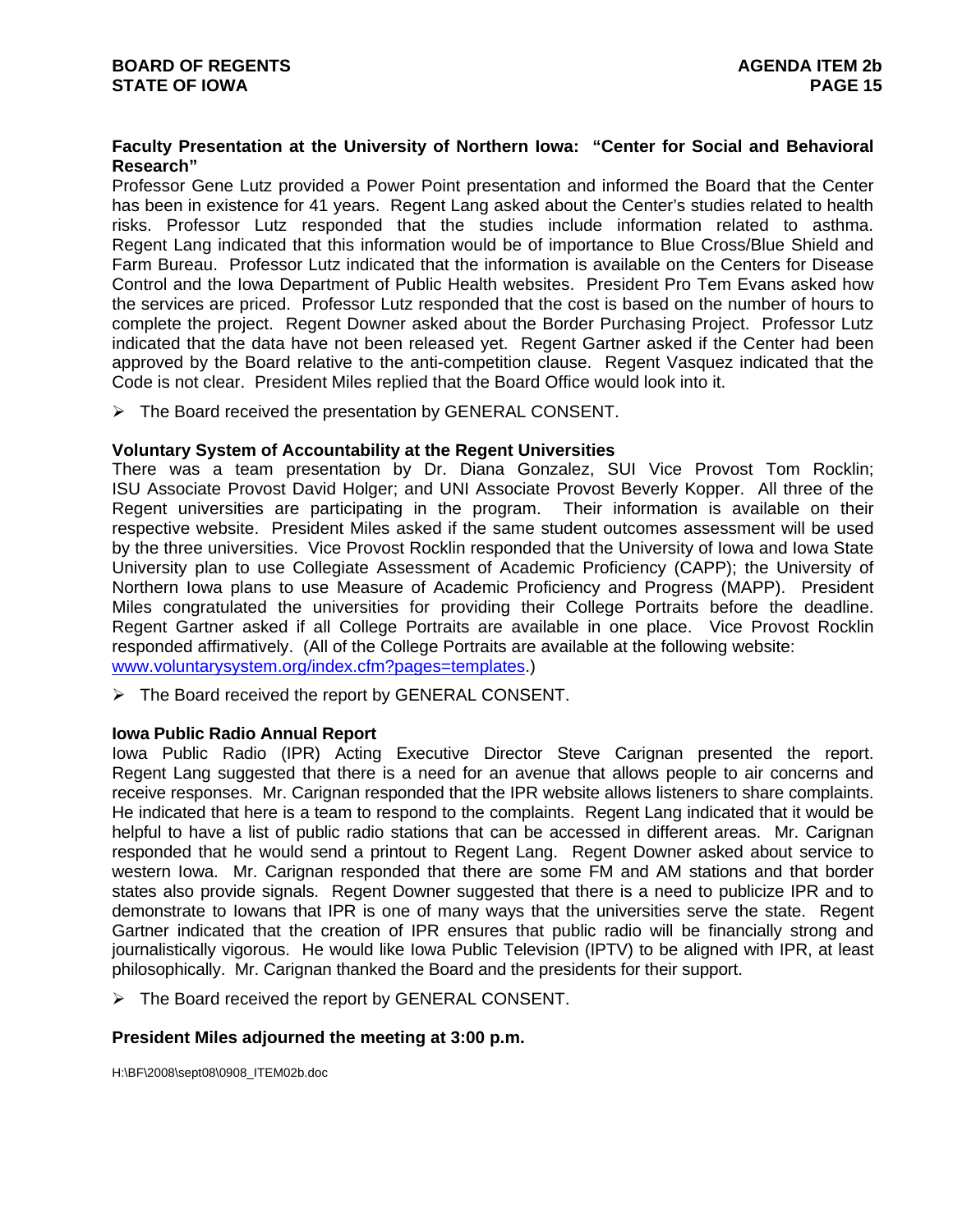**Faculty Presentation at the University of Northern Iowa: "Center for Social and Behavioral Research"**

Professor Gene Lutz provided a Power Point presentation and informed the Board that the Center has been in existence for 41 years. Regent Lang asked about the Center's studies related to health risks. Professor Lutz responded that the studies include information related to asthma. Regent Lang indicated that this information would be of importance to Blue Cross/Blue Shield and Farm Bureau. Professor Lutz indicated that the information is available on the Centers for Disease Control and the Iowa Department of Public Health websites. President Pro Tem Evans asked how the services are priced. Professor Lutz responded that the cost is based on the number of hours to complete the project. Regent Downer asked about the Border Purchasing Project. Professor Lutz indicated that the data have not been released yet. Regent Gartner asked if the Center had been approved by the Board relative to the anti-competition clause. Regent Vasquez indicated that the Code is not clear. President Miles replied that the Board Office would look into it.

- The Board received the presentation by GENERAL CONSENT.

**Voluntary System of Accountability at the Regent Universities**

There was a team presentation by Dr. Diana Gonzalez, SUI Vice Provost Tom Rocklin; ISU Associate Provost David Holger; and UNI Associate Provost Beverly Kopper. All three of the Regent universities are participating in the program. Their information is available on their respective website. President Miles asked if the same student outcomes assessment will be used by the three universities. Vice Provost Rocklin responded that the University of Iowa and Iowa State University plan to use Collegiate Assessment of Academic Proficiency (CAPP); the University of Northern Iowa plans to use Measure of Academic Proficiency and Progress (MAPP). President Miles congratulated the universities for providing their College Portraits before the deadline. Regent Gartner asked if all College Portraits are available in one place. Vice Provost Rocklin responded affirmatively. (All of the College Portraits are available at the following website: www.voluntarysystem.org/index.cfm?pages=templates.)

- The Board received the report by GENERAL CONSENT.

**Iowa Public Radio Annual Report**

Iowa Public Radio (IPR) Acting Executive Director Steve Carignan presented the report. Regent Lang suggested that there is a need for an avenue that allows people to air concerns and receive responses. Mr. Carignan responded that the IPR website allows listeners to share complaints. He indicated that here is a team to respond to the complaints. Regent Lang indicated that it would be helpful to have a list of public radio stations that can be accessed in different areas. Mr. Carignan responded that he would send a printout to Regent Lang. Regent Downer asked about service to western Iowa. Mr. Carignan responded that there are some FM and AM stations and that border states also provide signals. Regent Downer suggested that there is a need to publicize IPR and to demonstrate to Iowans that IPR is one of many ways that the universities serve the state. Regent Gartner indicated that the creation of IPR ensures that public radio will be financially strong and journalistically vigorous. He would like Iowa Public Television (IPTV) to be aligned with IPR, at least philosophically. Mr. Carignan thanked the Board and the presidents for their support.

- The Board received the report by GENERAL CONSENT.

**President Miles adjourned the meeting at 3:00 p.m.**

H:\BF\2008\sept08\0908_ITEM02b.doc